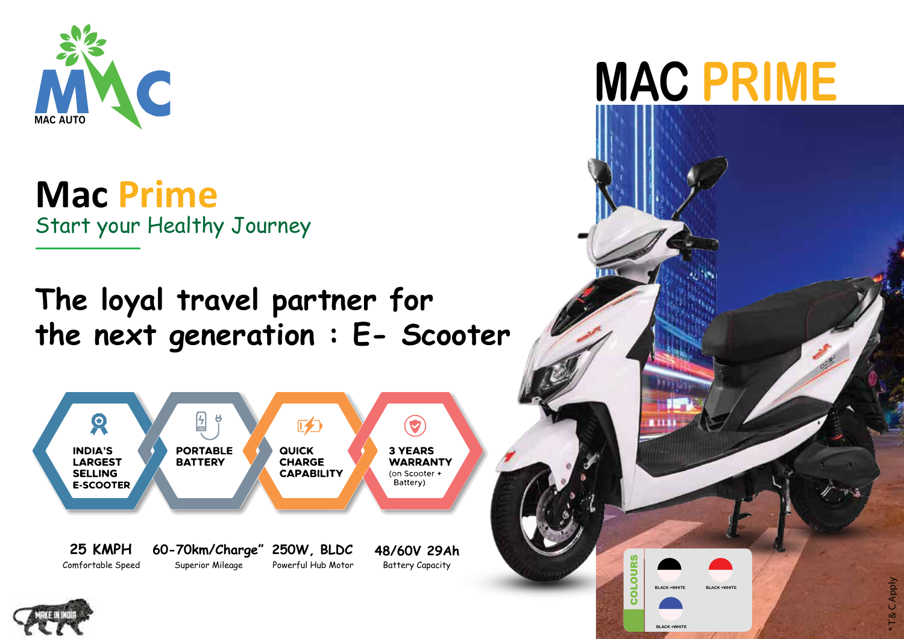MAC AUTO

# MAC PRIME

## Mac Prime

*Start your Healthy Journey*

## The loyal travel partner for the next generation : E- Scooter

- **INDIA'S LARGEST SELLING E-SCOOTER**
- **PORTABLE BATTERY**
- **QUICK CHARGE CAPABILITY**
- **3 YEARS WARRANTY** (on Scooter + Battery)

| 25 KMPH | 60-70km/Charge" | 250W, BLDC | 48/60V 29Ah |
|---|---|---|---|
| Comfortable Speed | Superior Mileage | Powerful Hub Motor | Battery Capacity |

**COLOURS**

- BLACK +WHITE
- BLACK +WHITE
- BLACK +WHITE

MAKE IN INDIA

* T & C Apply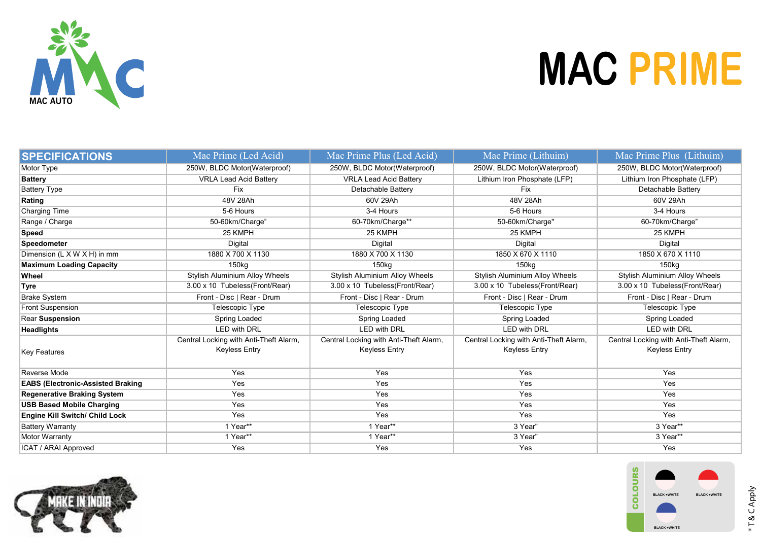MAC AUTO

# MAC PRIME

| **SPECIFICATIONS** | Mac Prime (Led Acid) | Mac Prime Plus (Led Acid) | Mac Prime (Lithium) | Mac Prime Plus (Lithium) |
|---|---|---|---|---|
| Motor Type | 250W, BLDC Motor(Waterproof) | 250W, BLDC Motor(Waterproof) | 250W, BLDC Motor(Waterproof) | 250W, BLDC Motor(Waterproof) |
| **Battery** | VRLA Lead Acid Battery | VRLA Lead Acid Battery | Lithium Iron Phosphate (LFP) | Lithium Iron Phosphate (LFP) |
| Battery Type | Fix | Detachable Battery | Fix | Detachable Battery |
| **Rating** | 48V 28Ah | 60V 29Ah | 48V 28Ah | 60V 29Ah |
| Charging Time | 5-6 Hours | 3-4 Hours | 5-6 Hours | 3-4 Hours |
| Range / Charge | 50-60km/Charge" | 60-70km/Charge** | 50-60km/Charge" | 60-70km/Charge" |
| **Speed** | 25 KMPH | 25 KMPH | 25 KMPH | 25 KMPH |
| **Speedometer** | Digital | Digital | Digital | Digital |
| Dimension (L X W X H) in mm | 1880 X 700 X 1130 | 1880 X 700 X 1130 | 1850 X 670 X 1110 | 1850 X 670 X 1110 |
| **Maximum Loading Capacity** | 150kg | 150kg | 150kg | 150kg |
| **Wheel** | Stylish Aluminium Alloy Wheels | Stylish Aluminium Alloy Wheels | Stylish Aluminium Alloy Wheels | Stylish Aluminium Alloy Wheels |
| **Tyre** | 3.00 x 10 Tubeless(Front/Rear) | 3.00 x 10 Tubeless(Front/Rear) | 3.00 x 10 Tubeless(Front/Rear) | 3.00 x 10 Tubeless(Front/Rear) |
| Brake System | Front - Disc \| Rear - Drum | Front - Disc \| Rear - Drum | Front - Disc \| Rear - Drum | Front - Disc \| Rear - Drum |
| Front Suspension | Telescopic Type | Telescopic Type | Telescopic Type | Telescopic Type |
| Rear **Suspension** | Spring Loaded | Spring Loaded | Spring Loaded | Spring Loaded |
| **Headlights** | LED with DRL | LED with DRL | LED with DRL | LED with DRL |
| Key Features | Central Locking with Anti-Theft Alarm, Keyless Entry | Central Locking with Anti-Theft Alarm, Keyless Entry | Central Locking with Anti-Theft Alarm, Keyless Entry | Central Locking with Anti-Theft Alarm, Keyless Entry |
| Reverse Mode | Yes | Yes | Yes | Yes |
| **EABS (Electronic-Assisted Braking** | Yes | Yes | Yes | Yes |
| **Regenerative Braking System** | Yes | Yes | Yes | Yes |
| **USB Based Mobile Charging** | Yes | Yes | Yes | Yes |
| **Engine Kill Switch/ Child Lock** | Yes | Yes | Yes | Yes |
| Battery Warranty | 1 Year** | 1 Year** | 3 Year" | 3 Year** |
| Motor Warranty | 1 Year** | 1 Year** | 3 Year" | 3 Year** |
| ICAT / ARAI Approved | Yes | Yes | Yes | Yes |

MAKE IN INDIA

COLOURS

BLACK +WHITE

BLACK +WHITE

BLACK +WHITE

* T& C Apply